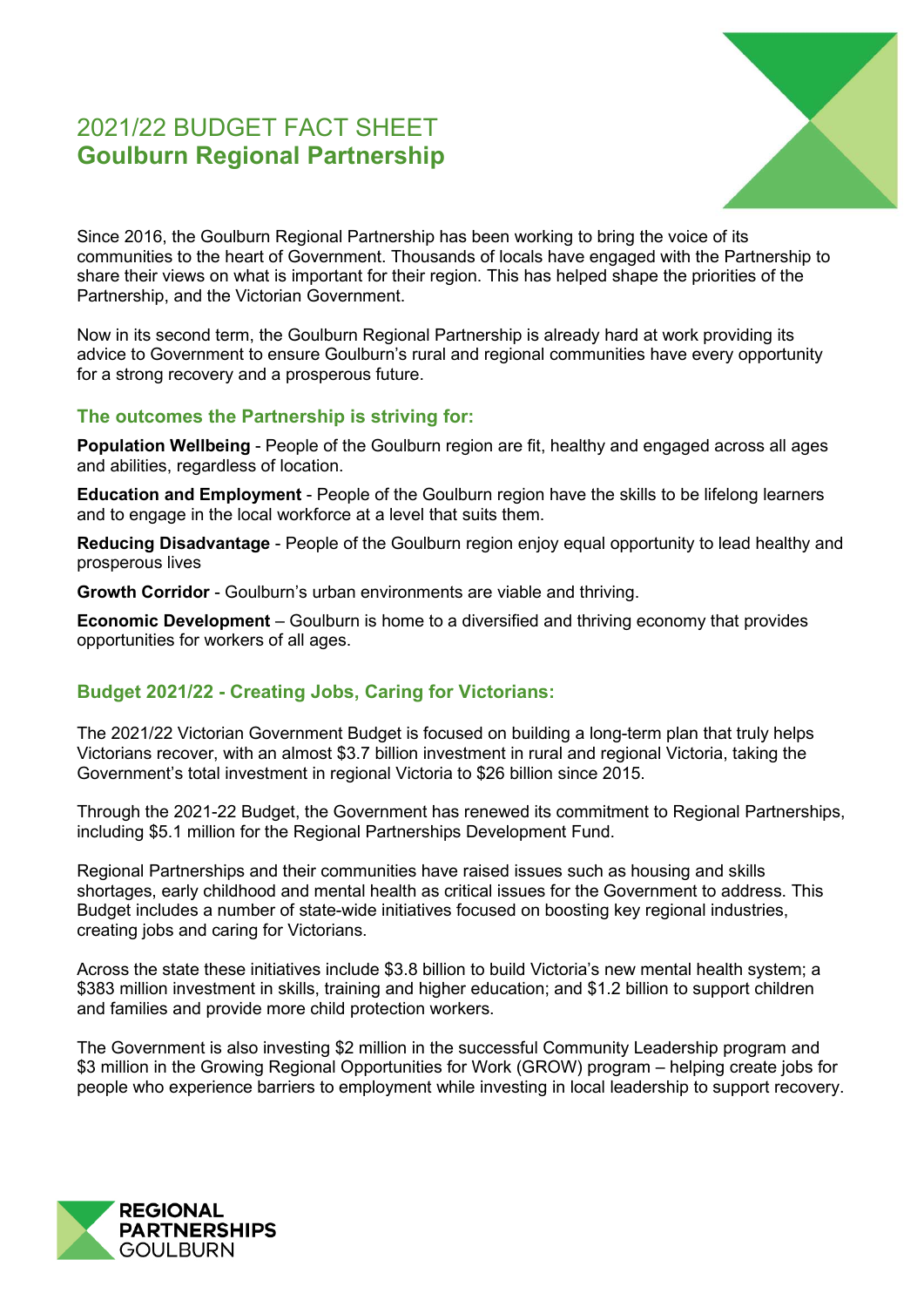# 2021/22 BUDGET FACT SHEET
## Goulburn Regional Partnership

Since 2016, the Goulburn Regional Partnership has been working to bring the voice of its communities to the heart of Government. Thousands of locals have engaged with the Partnership to share their views on what is important for their region. This has helped shape the priorities of the Partnership, and the Victorian Government.

Now in its second term, the Goulburn Regional Partnership is already hard at work providing its advice to Government to ensure Goulburn's rural and regional communities have every opportunity for a strong recovery and a prosperous future.

### The outcomes the Partnership is striving for:

**Population Wellbeing** - People of the Goulburn region are fit, healthy and engaged across all ages and abilities, regardless of location.

**Education and Employment** - People of the Goulburn region have the skills to be lifelong learners and to engage in the local workforce at a level that suits them.

**Reducing Disadvantage** - People of the Goulburn region enjoy equal opportunity to lead healthy and prosperous lives

**Growth Corridor** - Goulburn's urban environments are viable and thriving.

**Economic Development** – Goulburn is home to a diversified and thriving economy that provides opportunities for workers of all ages.

### Budget 2021/22 - Creating Jobs, Caring for Victorians:

The 2021/22 Victorian Government Budget is focused on building a long-term plan that truly helps Victorians recover, with an almost $3.7 billion investment in rural and regional Victoria, taking the Government's total investment in regional Victoria to $26 billion since 2015.

Through the 2021-22 Budget, the Government has renewed its commitment to Regional Partnerships, including $5.1 million for the Regional Partnerships Development Fund.

Regional Partnerships and their communities have raised issues such as housing and skills shortages, early childhood and mental health as critical issues for the Government to address. This Budget includes a number of state-wide initiatives focused on boosting key regional industries, creating jobs and caring for Victorians.

Across the state these initiatives include $3.8 billion to build Victoria's new mental health system; a $383 million investment in skills, training and higher education; and $1.2 billion to support children and families and provide more child protection workers.

The Government is also investing $2 million in the successful Community Leadership program and $3 million in the Growing Regional Opportunities for Work (GROW) program – helping create jobs for people who experience barriers to employment while investing in local leadership to support recovery.

REGIONAL PARTNERSHIPS GOULBURN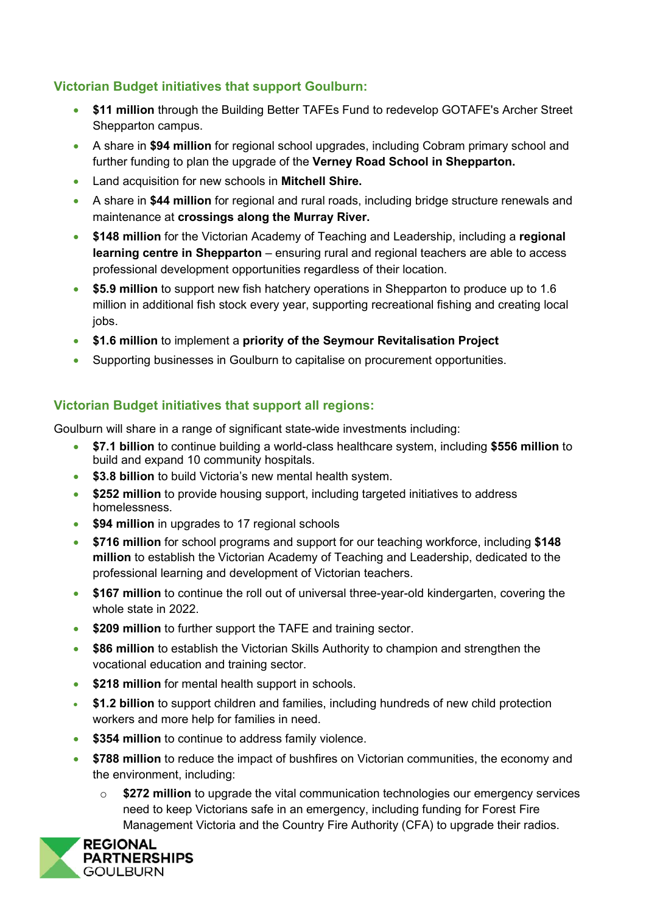## Victorian Budget initiatives that support Goulburn:

- **$11 million** through the Building Better TAFEs Fund to redevelop GOTAFE's Archer Street Shepparton campus.
- A share in **$94 million** for regional school upgrades, including Cobram primary school and further funding to plan the upgrade of the **Verney Road School in Shepparton.**
- Land acquisition for new schools in **Mitchell Shire.**
- A share in **$44 million** for regional and rural roads, including bridge structure renewals and maintenance at **crossings along the Murray River.**
- **$148 million** for the Victorian Academy of Teaching and Leadership, including a **regional learning centre in Shepparton** – ensuring rural and regional teachers are able to access professional development opportunities regardless of their location.
- **$5.9 million** to support new fish hatchery operations in Shepparton to produce up to 1.6 million in additional fish stock every year, supporting recreational fishing and creating local jobs.
- **$1.6 million** to implement a **priority of the Seymour Revitalisation Project**
- Supporting businesses in Goulburn to capitalise on procurement opportunities.

## Victorian Budget initiatives that support all regions:

Goulburn will share in a range of significant state-wide investments including:

- **$7.1 billion** to continue building a world-class healthcare system, including **$556 million** to build and expand 10 community hospitals.
- **$3.8 billion** to build Victoria's new mental health system.
- **$252 million** to provide housing support, including targeted initiatives to address homelessness.
- **$94 million** in upgrades to 17 regional schools
- **$716 million** for school programs and support for our teaching workforce, including **$148 million** to establish the Victorian Academy of Teaching and Leadership, dedicated to the professional learning and development of Victorian teachers.
- **$167 million** to continue the roll out of universal three-year-old kindergarten, covering the whole state in 2022.
- **$209 million** to further support the TAFE and training sector.
- **$86 million** to establish the Victorian Skills Authority to champion and strengthen the vocational education and training sector.
- **$218 million** for mental health support in schools.
- **$1.2 billion** to support children and families, including hundreds of new child protection workers and more help for families in need.
- **$354 million** to continue to address family violence.
- **$788 million** to reduce the impact of bushfires on Victorian communities, the economy and the environment, including:
  - **$272 million** to upgrade the vital communication technologies our emergency services need to keep Victorians safe in an emergency, including funding for Forest Fire Management Victoria and the Country Fire Authority (CFA) to upgrade their radios.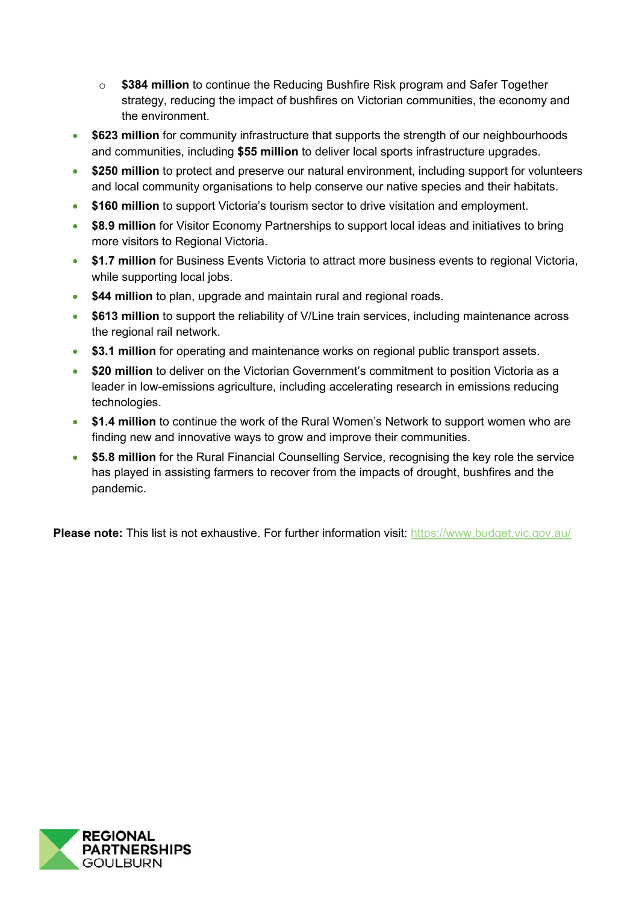- **$384 million** to continue the Reducing Bushfire Risk program and Safer Together strategy, reducing the impact of bushfires on Victorian communities, the economy and the environment.
- **$623 million** for community infrastructure that supports the strength of our neighbourhoods and communities, including **$55 million** to deliver local sports infrastructure upgrades.
- **$250 million** to protect and preserve our natural environment, including support for volunteers and local community organisations to help conserve our native species and their habitats.
- **$160 million** to support Victoria's tourism sector to drive visitation and employment.
- **$8.9 million** for Visitor Economy Partnerships to support local ideas and initiatives to bring more visitors to Regional Victoria.
- **$1.7 million** for Business Events Victoria to attract more business events to regional Victoria, while supporting local jobs.
- **$44 million** to plan, upgrade and maintain rural and regional roads.
- **$613 million** to support the reliability of V/Line train services, including maintenance across the regional rail network.
- **$3.1 million** for operating and maintenance works on regional public transport assets.
- **$20 million** to deliver on the Victorian Government's commitment to position Victoria as a leader in low-emissions agriculture, including accelerating research in emissions reducing technologies.
- **$1.4 million** to continue the work of the Rural Women's Network to support women who are finding new and innovative ways to grow and improve their communities.
- **$5.8 million** for the Rural Financial Counselling Service, recognising the key role the service has played in assisting farmers to recover from the impacts of drought, bushfires and the pandemic.

**Please note:** This list is not exhaustive. For further information visit: https://www.budget.vic.gov.au/

REGIONAL PARTNERSHIPS GOULBURN